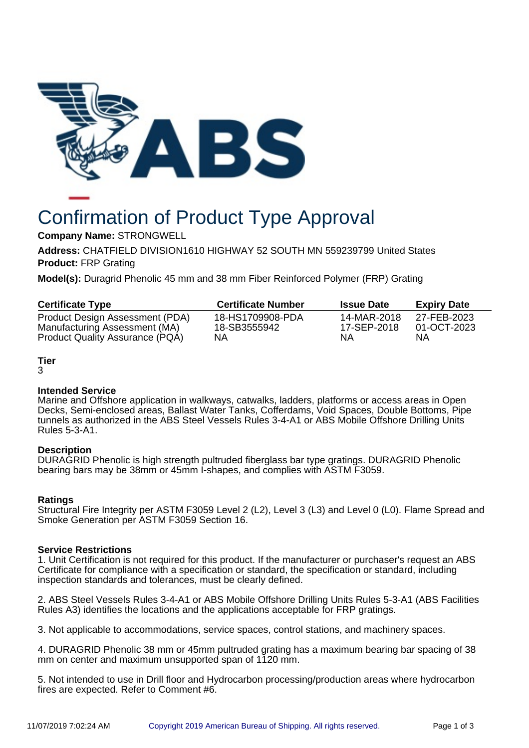# Confirmation of Product Type Approval

**Company Name:** STRONGWELL

**Address:** CHATFIELD DIVISION1610 HIGHWAY 52 SOUTH MN 559239799 United States

**Product:** FRP Grating

**Model(s):** Duragrid Phenolic 45 mm and 38 mm Fiber Reinforced Polymer (FRP) Grating

| Certificate Type | Certificate Number | Issue Date | Expiry Date |
|---|---|---|---|
| Product Design Assessment (PDA) | 18-HS1709908-PDA | 14-MAR-2018 | 27-FEB-2023 |
| Manufacturing Assessment (MA) | 18-SB3555942 | 17-SEP-2018 | 01-OCT-2023 |
| Product Quality Assurance (PQA) | NA | NA | NA |

**Tier**

3

**Intended Service**

Marine and Offshore application in walkways, catwalks, ladders, platforms or access areas in Open Decks, Semi-enclosed areas, Ballast Water Tanks, Cofferdams, Void Spaces, Double Bottoms, Pipe tunnels as authorized in the ABS Steel Vessels Rules 3-4-A1 or ABS Mobile Offshore Drilling Units Rules 5-3-A1.

**Description**

DURAGRID Phenolic is high strength pultruded fiberglass bar type gratings. DURAGRID Phenolic bearing bars may be 38mm or 45mm I-shapes, and complies with ASTM F3059.

**Ratings**

Structural Fire Integrity per ASTM F3059 Level 2 (L2), Level 3 (L3) and Level 0 (L0). Flame Spread and Smoke Generation per ASTM F3059 Section 16.

**Service Restrictions**

1. Unit Certification is not required for this product. If the manufacturer or purchaser's request an ABS Certificate for compliance with a specification or standard, the specification or standard, including inspection standards and tolerances, must be clearly defined.

2. ABS Steel Vessels Rules 3-4-A1 or ABS Mobile Offshore Drilling Units Rules 5-3-A1 (ABS Facilities Rules A3) identifies the locations and the applications acceptable for FRP gratings.

3. Not applicable to accommodations, service spaces, control stations, and machinery spaces.

4. DURAGRID Phenolic 38 mm or 45mm pultruded grating has a maximum bearing bar spacing of 38 mm on center and maximum unsupported span of 1120 mm.

5. Not intended to use in Drill floor and Hydrocarbon processing/production areas where hydrocarbon fires are expected. Refer to Comment #6.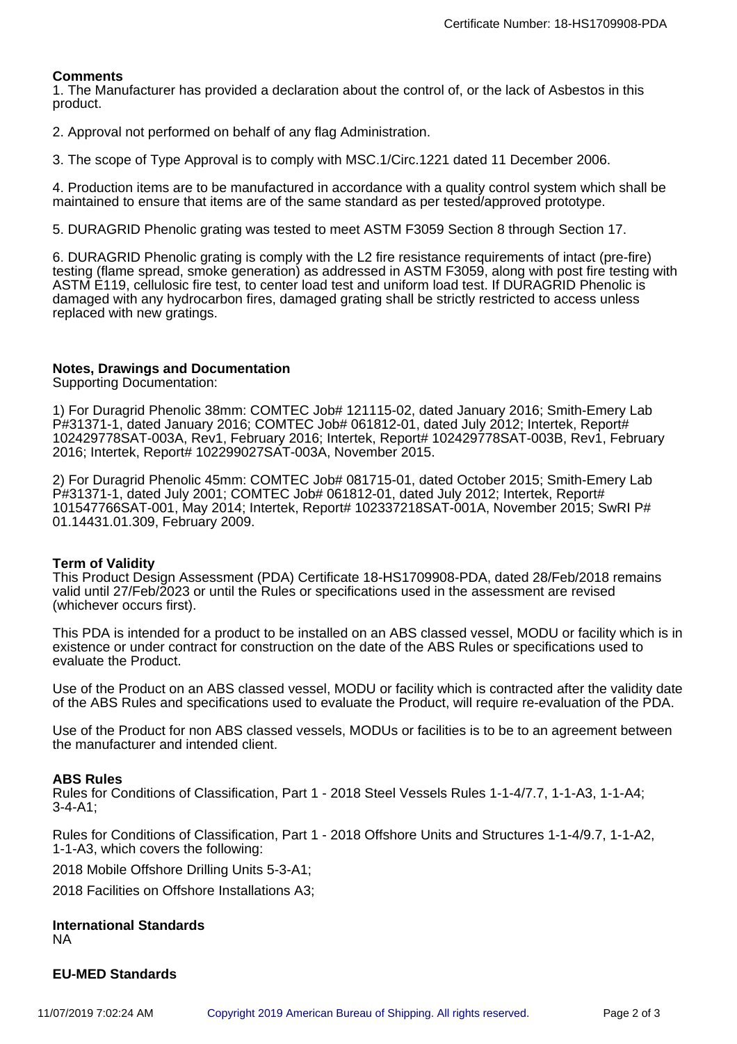**Comments**

1. The Manufacturer has provided a declaration about the control of, or the lack of Asbestos in this product.

2. Approval not performed on behalf of any flag Administration.

3. The scope of Type Approval is to comply with MSC.1/Circ.1221 dated 11 December 2006.

4. Production items are to be manufactured in accordance with a quality control system which shall be maintained to ensure that items are of the same standard as per tested/approved prototype.

5. DURAGRID Phenolic grating was tested to meet ASTM F3059 Section 8 through Section 17.

6. DURAGRID Phenolic grating is comply with the L2 fire resistance requirements of intact (pre-fire) testing (flame spread, smoke generation) as addressed in ASTM F3059, along with post fire testing with ASTM E119, cellulosic fire test, to center load test and uniform load test. If DURAGRID Phenolic is damaged with any hydrocarbon fires, damaged grating shall be strictly restricted to access unless replaced with new gratings.

**Notes, Drawings and Documentation**

Supporting Documentation:

1) For Duragrid Phenolic 38mm: COMTEC Job# 121115-02, dated January 2016; Smith-Emery Lab P#31371-1, dated January 2016; COMTEC Job# 061812-01, dated July 2012; Intertek, Report# 102429778SAT-003A, Rev1, February 2016; Intertek, Report# 102429778SAT-003B, Rev1, February 2016; Intertek, Report# 102299027SAT-003A, November 2015.

2) For Duragrid Phenolic 45mm: COMTEC Job# 081715-01, dated October 2015; Smith-Emery Lab P#31371-1, dated July 2001; COMTEC Job# 061812-01, dated July 2012; Intertek, Report# 101547766SAT-001, May 2014; Intertek, Report# 102337218SAT-001A, November 2015; SwRI P# 01.14431.01.309, February 2009.

**Term of Validity**

This Product Design Assessment (PDA) Certificate 18-HS1709908-PDA, dated 28/Feb/2018 remains valid until 27/Feb/2023 or until the Rules or specifications used in the assessment are revised (whichever occurs first).

This PDA is intended for a product to be installed on an ABS classed vessel, MODU or facility which is in existence or under contract for construction on the date of the ABS Rules or specifications used to evaluate the Product.

Use of the Product on an ABS classed vessel, MODU or facility which is contracted after the validity date of the ABS Rules and specifications used to evaluate the Product, will require re-evaluation of the PDA.

Use of the Product for non ABS classed vessels, MODUs or facilities is to be to an agreement between the manufacturer and intended client.

**ABS Rules**

Rules for Conditions of Classification, Part 1 - 2018 Steel Vessels Rules 1-1-4/7.7, 1-1-A3, 1-1-A4; 3-4-A1;

Rules for Conditions of Classification, Part 1 - 2018 Offshore Units and Structures 1-1-4/9.7, 1-1-A2, 1-1-A3, which covers the following:

2018 Mobile Offshore Drilling Units 5-3-A1;

2018 Facilities on Offshore Installations A3;

**International Standards**

NA

**EU-MED Standards**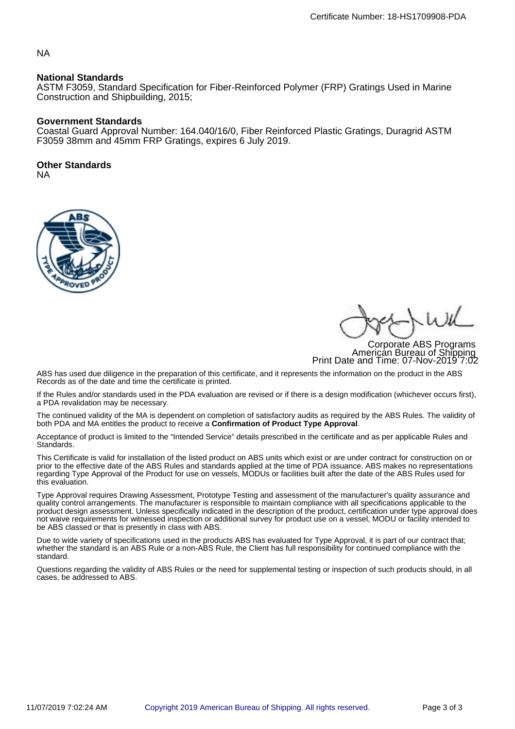NA

**National Standards**
ASTM F3059, Standard Specification for Fiber-Reinforced Polymer (FRP) Gratings Used in Marine Construction and Shipbuilding, 2015;

**Government Standards**
Coastal Guard Approval Number: 164.040/16/0, Fiber Reinforced Plastic Gratings, Duragrid ASTM F3059 38mm and 45mm FRP Gratings, expires 6 July 2019.

**Other Standards**
NA

Corporate ABS Programs
American Bureau of Shipping
Print Date and Time: 07-Nov-2019 7:02

ABS has used due diligence in the preparation of this certificate, and it represents the information on the product in the ABS Records as of the date and time the certificate is printed.

If the Rules and/or standards used in the PDA evaluation are revised or if there is a design modification (whichever occurs first), a PDA revalidation may be necessary.

The continued validity of the MA is dependent on completion of satisfactory audits as required by the ABS Rules. The validity of both PDA and MA entitles the product to receive a **Confirmation of Product Type Approval**.

Acceptance of product is limited to the "Intended Service" details prescribed in the certificate and as per applicable Rules and Standards.

This Certificate is valid for installation of the listed product on ABS units which exist or are under contract for construction on or prior to the effective date of the ABS Rules and standards applied at the time of PDA issuance. ABS makes no representations regarding Type Approval of the Product for use on vessels, MODUs or facilities built after the date of the ABS Rules used for this evaluation.

Type Approval requires Drawing Assessment, Prototype Testing and assessment of the manufacturer's quality assurance and quality control arrangements. The manufacturer is responsible to maintain compliance with all specifications applicable to the product design assessment. Unless specifically indicated in the description of the product, certification under type approval does not waive requirements for witnessed inspection or additional survey for product use on a vessel, MODU or facility intended to be ABS classed or that is presently in class with ABS.

Due to wide variety of specifications used in the products ABS has evaluated for Type Approval, it is part of our contract that; whether the standard is an ABS Rule or a non-ABS Rule, the Client has full responsibility for continued compliance with the standard.

Questions regarding the validity of ABS Rules or the need for supplemental testing or inspection of such products should, in all cases, be addressed to ABS.